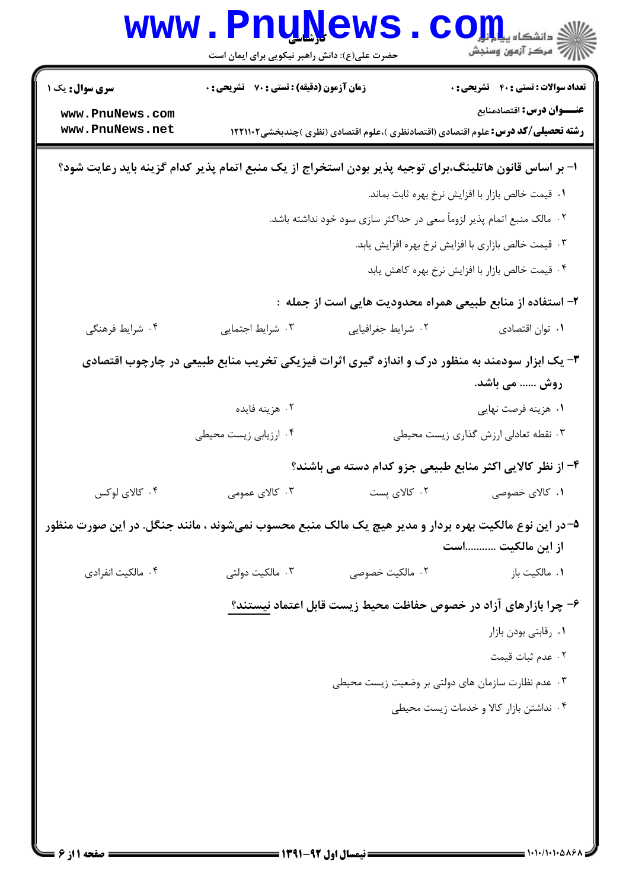**سری سوال:** یک ۱ | **زمان آزمون (دقیقه) : تستی : ۷۰ تشریحی : ۰** | **تعداد سوالات : تستی : ۴۰ تشریحی : ۰**

**عنـــوان درس:** اقتصادمنابع

**رشته تحصیلی/کد درس:** علوم اقتصادی (اقتصادنظری )،علوم اقتصادی (نظری )چندبخشی۱۲۲۱۱۰۲

**۱- بر اساس قانون هاتلینگ،برای توجیه پذیر بودن استخراج از یک منبع اتمام پذیر کدام گزینه باید رعایت شود؟**

۱. قیمت خالص بازار با افزایش نرخ بهره ثابت بماند.

۲. مالک منبع اتمام پذیر لزوماً سعی در حداکثر سازی سود خود نداشته باشد.

۳. قیمت خالص بازاری با افزایش نرخ بهره افزایش یابد.

۴. قیمت خالص بازار با افزایش نرخ بهره کاهش یابد

**۲- استفاده از منابع طبیعی همراه محدودیت هایی است از جمله :**

۱. توان اقتصادی
۲. شرایط جغرافیایی
۳. شرایط اجتمایی
۴. شرایط فرهنگی

**۳- یک ابزار سودمند به منظور درک و اندازه گیری اثرات فیزیکی تخریب منابع طبیعی در چارچوب اقتصادی روش ...... می باشد.**

۱. هزینه فرصت نهایی
۲. هزینه فایده
۳. نقطه تعادلی ارزش گذاری زیست محیطی
۴. ارزیابی زیست محیطی

**۴- از نظر کالایی اکثر منابع طبیعی جزو کدام دسته می باشند؟**

۱. کالای خصوصی
۲. کالای پست
۳. کالای عمومی
۴. کالای لوکس

**۵-در این نوع مالکیت بهره بردار و مدیر هیچ یک مالک منبع محسوب نمی‌شوند ، مانند جنگل. در این صورت منظور از این مالکیت ...........است**

۱. مالکیت باز
۲. مالکیت خصوصی
۳. مالکیت دولتی
۴. مالکیت انفرادی

**۶- چرا بازارهای آزاد در خصوص حفاظت محیط زیست قابل اعتماد نیستند؟**

۱. رقابتی بودن بازار

۲. عدم ثبات قیمت

۳. عدم نظارت سازمان های دولتی بر وضعیت زیست محیطی

۴. نداشتن بازار کالا و خدمات زیست محیطی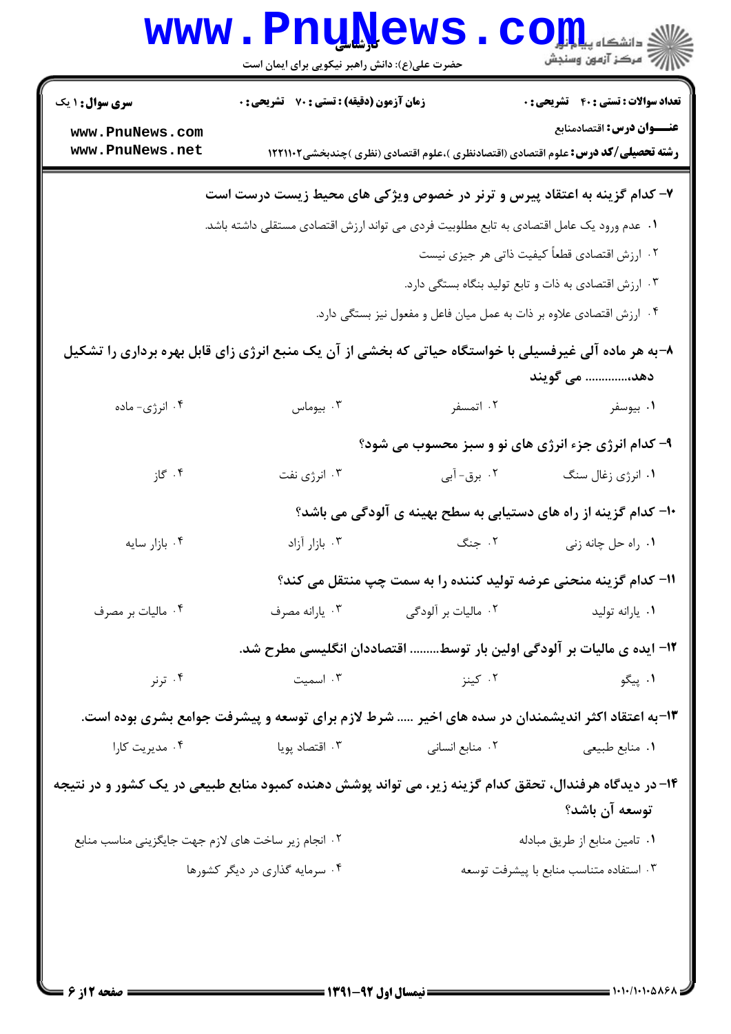۷- کدام گزینه به اعتقاد پیرس و ترنر در خصوص ویژگی های محیط زیست درست است

۱. عدم ورود یک عامل اقتصادی به تابع مطلوبیت فردی می تواند ارزش اقتصادی مستقلی داشته باشد.

۲. ارزش اقتصادی قطعاً کیفیت ذاتی هر جیزی نیست

۳. ارزش اقتصادی به ذات و تابع تولید بنگاه بستگی دارد.

۴. ارزش اقتصادی علاوه بر ذات به عمل میان فاعل و مفعول نیز بستگی دارد.

۸-به هر ماده آلی غیرفسیلی با خواستگاه حیاتی که بخشی از آن یک منبع انرژی زای قابل بهره برداری را تشکیل دهد،............ می گویند

۱. بیوسفر
۲. اتمسفر
۳. بیوماس
۴. انرژی- ماده

۹- کدام انرژی جزء انرژی های نو و سبز محسوب می شود؟

۱. انرژی زغال سنگ
۲. برق- آبی
۳. انرژی نفت
۴. گاز

۱۰- کدام گزینه از راه های دستیابی به سطح بهینه ی آلودگی می باشد؟

۱. راه حل چانه زنی
۲. جنگ
۳. بازار آزاد
۴. بازار سایه

۱۱- کدام گزینه منحنی عرضه تولید کننده را به سمت چپ منتقل می کند؟

۱. یارانه تولید
۲. مالیات بر آلودگی
۳. یارانه مصرف
۴. مالیات بر مصرف

۱۲- ایده ی مالیات بر آلودگی اولین بار توسط......... اقتصاددان انگلیسی مطرح شد.

۱. پیگو
۲. کینز
۳. اسمیت
۴. ترنر

۱۳-به اعتقاد اکثر اندیشمندان در سده های اخیر ..... شرط لازم برای توسعه و پیشرفت جوامع بشری بوده است.

۱. منابع طبیعی
۲. منابع انسانی
۳. اقتصاد پویا
۴. مدیریت کارا

۱۴- در دیدگاه هرفندال، تحقق کدام گزینه زیر، می تواند پوشش دهنده کمبود منابع طبیعی در یک کشور و در نتیجه توسعه آن باشد؟

۱. تامین منابع از طریق مبادله

۲. انجام زیر ساخت های لازم جهت جایگزینی مناسب منابع

۳. استفاده متناسب منابع با پیشرفت توسعه

۴. سرمایه گذاری در دیگر کشورها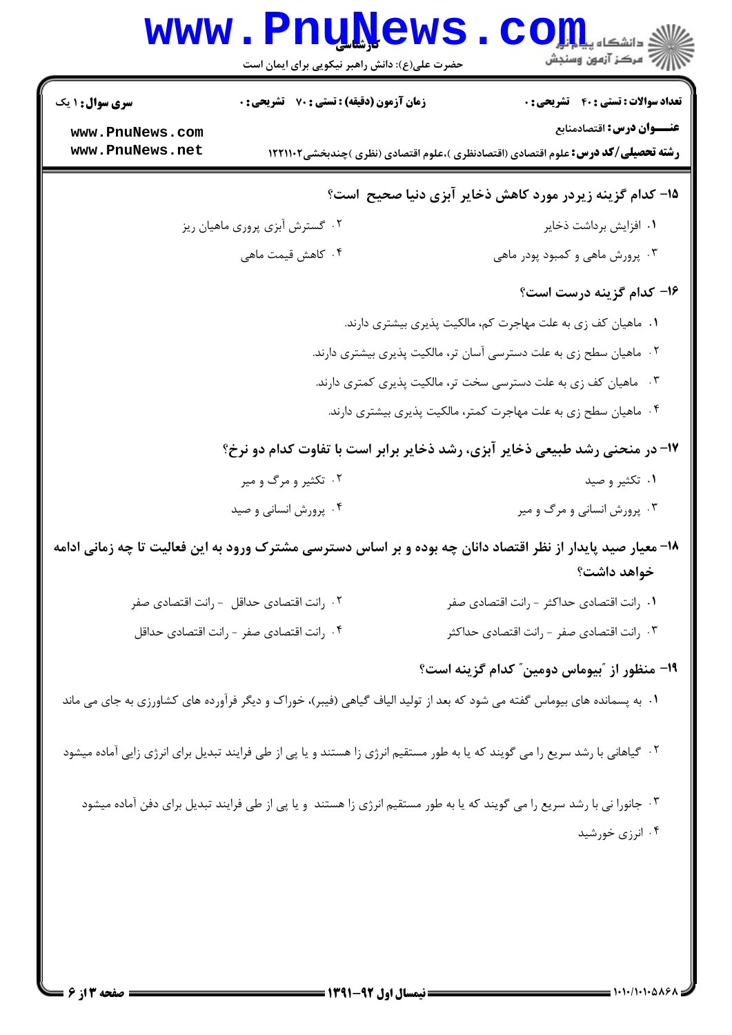۱۵- کدام گزینه زیردر مورد کاهش ذخایر آبزی دنیا صحیح است؟

۱. افزایش برداشت ذخایر

۲. گسترش آبزی پروری ماهیان ریز

۳. پرورش ماهی و کمبود پودر ماهی

۴. کاهش قیمت ماهی

۱۶- کدام گزینه درست است؟

۱. ماهیان کف زی به علت مهاجرت کم، مالکیت پذیری بیشتری دارند.

۲. ماهیان سطح زی به علت دسترسی آسان تر، مالکیت پذیری بیشتری دارند.

۳. ماهیان کف زی به علت دسترسی سخت تر، مالکیت پذیری کمتری دارند.

۴. ماهیان سطح زی به علت مهاجرت کمتر، مالکیت پذیری بیشتری دارند.

۱۷- در منحنی رشد طبیعی ذخایر آبزی، رشد ذخایر برابر است با تفاوت کدام دو نرخ؟

۱. تکثیر و صید

۲. تکثیر و مرگ و میر

۳. پرورش انسانی و مرگ و میر

۴. پرورش انسانی و صید

۱۸- معیار صید پایدار از نظر اقتصاد دانان چه بوده و بر اساس دسترسی مشترک ورود به این فعالیت تا چه زمانی ادامه خواهد داشت؟

۱. رانت اقتصادی حداکثر - رانت اقتصادی صفر

۲. رانت اقتصادی حداقل - رانت اقتصادی صفر

۳. رانت اقتصادی صفر - رانت اقتصادی حداکثر

۴. رانت اقتصادی صفر - رانت اقتصادی حداقل

۱۹- منظور از "بیوماس دومین" کدام گزینه است؟

۱. به پسمانده های بیوماس گفته می شود که بعد از تولید الیاف گیاهی (فیبر)، خوراک و دیگر فرآورده های کشاورزی به جای می ماند

۲. گیاهانی با رشد سریع را می گویند که یا به طور مستقیم انرژی زا هستند و یا پی از طی فرایند تبدیل برای انرژی زایی آماده میشود

۳. جانورا نی با رشد سریع را می گویند که یا به طور مستقیم انرژی زا هستند و یا پی از طی فرایند تبدیل برای دفن آماده میشود

۴. انرژی خورشید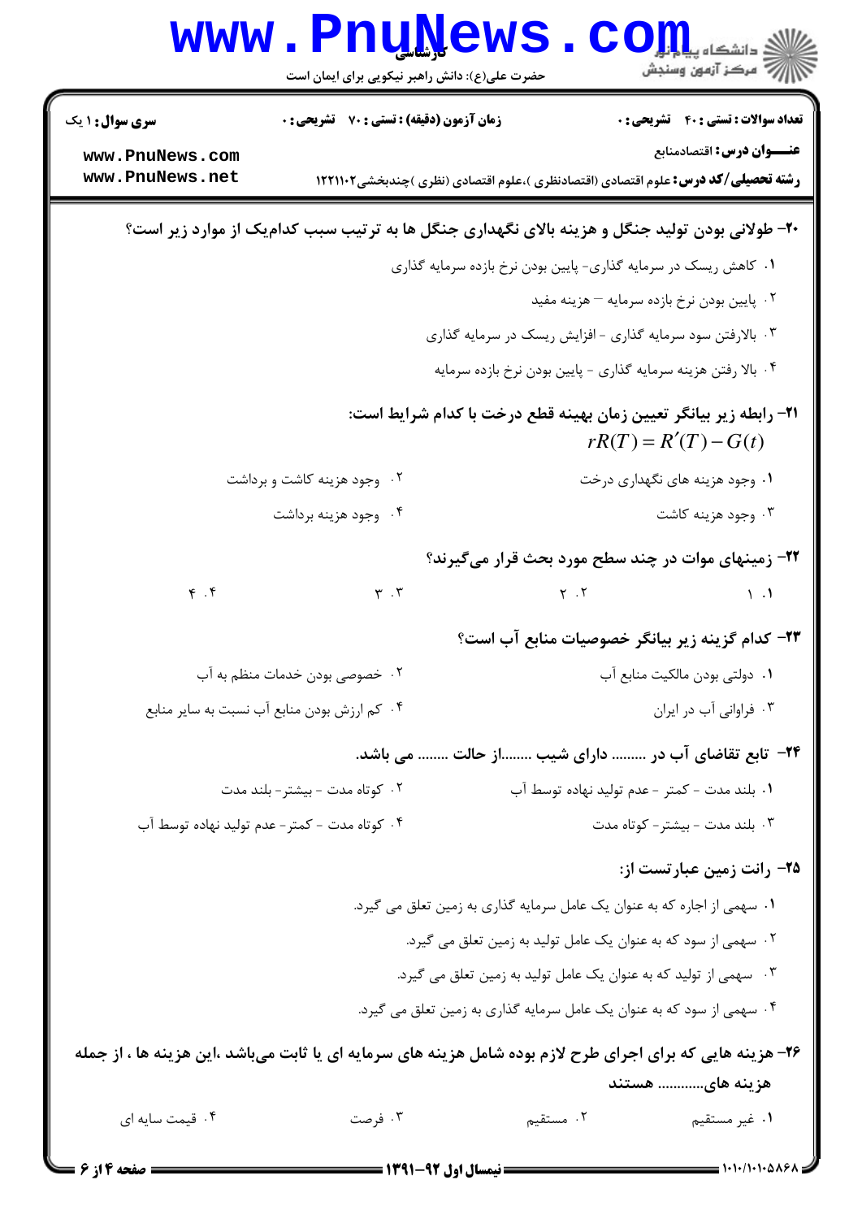**سری سوال:** ۱ یک | **زمان آزمون (دقیقه) : تستی :** ۷۰ **تشریحی :** ۰ | **تعداد سوالات : تستی :** ۴۰ **تشریحی :** ۰

**عنـــوان درس:** اقتصادمنابع

**رشته تحصیلی/کد درس:** علوم اقتصادی (اقتصادنظری )،علوم اقتصادی (نظری )چندبخشی۱۲۲۱۱۰۲

**۲۰- طولانی بودن تولید جنگل و هزینه بالای نگهداری جنگل ها به ترتیب سبب کدام‌یک از موارد زیر است؟**

۱. کاهش ریسک در سرمایه گذاری- پایین بودن نرخ بازده سرمایه گذاری

۲. پایین بودن نرخ بازده سرمایه – هزینه مفید

۳. بالارفتن سود سرمایه گذاری - افزایش ریسک در سرمایه گذاری

۴. بالا رفتن هزینه سرمایه گذاری - پایین بودن نرخ بازده سرمایه

**۲۱- رابطه زیر بیانگر تعیین زمان بهینه قطع درخت با کدام شرایط است:**

$$rR(T) = R'(T) - G(t)$$

۱. وجود هزینه های نگهداری درخت

۲. وجود هزینه کاشت و برداشت

۳. وجود هزینه کاشت

۴. وجود هزینه برداشت

**۲۲- زمینهای موات در چند سطح مورد بحث قرار می‌گیرند؟**

۱. ۱

۲. ۲

۳. ۳

۴. ۴

**۲۳- کدام گزینه زیر بیانگر خصوصیات منابع آب است؟**

۱. دولتی بودن مالکیت منابع آب

۲. خصوصی بودن خدمات منظم به آب

۳. فراوانی آب در ایران

۴. کم ارزش بودن منابع آب نسبت به سایر منابع

**۲۴- تابع تقاضای آب در ......... دارای شیب ........از حالت ........ می باشد.**

۱. بلند مدت - کمتر - عدم تولید نهاده توسط آب

۲. کوتاه مدت - بیشتر- بلند مدت

۳. بلند مدت - بیشتر- کوتاه مدت

۴. کوتاه مدت - کمتر- عدم تولید نهاده توسط آب

**۲۵- رانت زمین عبارتست از:**

۱. سهمی از اجاره که به عنوان یک عامل سرمایه گذاری به زمین تعلق می گیرد.

۲. سهمی از سود که به عنوان یک عامل تولید به زمین تعلق می گیرد.

۳. سهمی از تولید که به عنوان یک عامل تولید به زمین تعلق می گیرد.

۴. سهمی از سود که به عنوان یک عامل سرمایه گذاری به زمین تعلق می گیرد.

**۲۶- هزینه هایی که برای اجرای طرح لازم بوده شامل هزینه های سرمایه ای یا ثابت می‌باشد ،این هزینه ها ، از جمله هزینه های............ هستند**

۱. غیر مستقیم

۲. مستقیم

۳. فرصت

۴. قیمت سایه ای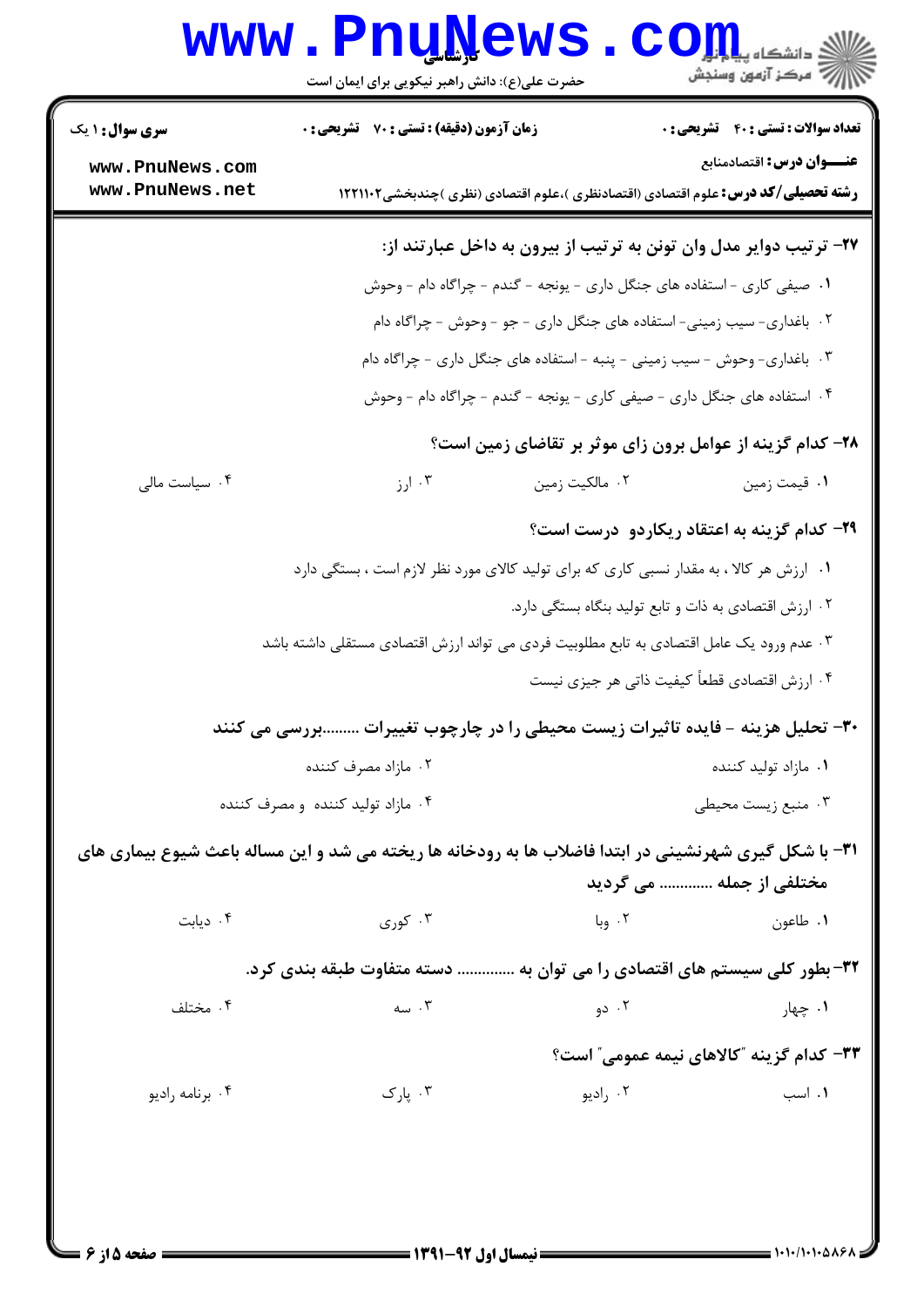**سری سوال:** ۱ یک | **زمان آزمون (دقیقه) : تستی :** ۷۰ **تشریحی :** ۰ | **تعداد سوالات : تستی :** ۴۰ **تشریحی :** ۰

**عنـــوان درس:** اقتصادمنابع

**رشته تحصیلی/کد درس:** علوم اقتصادی (اقتصادنظری )،علوم اقتصادی (نظری )چندبخشی۱۲۲۱۱۰۲

**۲۷- ترتیب دوایر مدل وان تونن به ترتیب از بیرون به داخل عبارتند از:**

۱. صیفی کاری - استفاده های جنگل داری - یونجه - گندم - چراگاه دام - وحوش

۲. باغداری- سیب زمینی- استفاده های جنگل داری - جو - وحوش - چراگاه دام

۳. باغداری- وحوش - سیب زمینی - پنبه - استفاده های جنگل داری - چراگاه دام

۴. استفاده های جنگل داری - صیفی کاری - یونجه - گندم - چراگاه دام - وحوش

**۲۸- کدام گزینه از عوامل برون زای موثر بر تقاضای زمین است؟**

۱. قیمت زمین

۲. مالکیت زمین

۳. ارز

۴. سیاست مالی

**۲۹- کدام گزینه به اعتقاد ریکاردو درست است؟**

۱. ارزش هر کالا ، به مقدار نسبی کاری که برای تولید کالای مورد نظر لازم است ، بستگی دارد

۲. ارزش اقتصادی به ذات و تابع تولید بنگاه بستگی دارد.

۳. عدم ورود یک عامل اقتصادی به تابع مطلوبیت فردی می تواند ارزش اقتصادی مستقلی داشته باشد

۴. ارزش اقتصادی قطعاً کیفیت ذاتی هر جیزی نیست

**۳۰- تحلیل هزینه - فایده تاثیرات زیست محیطی را در چارچوب تغییرات .........بررسی می کنند**

۱. مازاد تولید کننده

۲. مازاد مصرف کننده

۳. منبع زیست محیطی

۴. مازاد تولید کننده و مصرف کننده

**۳۱- با شکل گیری شهرنشینی در ابتدا فاضلاب ها به رودخانه ها ریخته می شد و این مساله باعث شیوع بیماری های مختلفی از جمله ............ می گردید**

۱. طاعون

۲. وبا

۳. کوری

۴. دیابت

**۳۲-بطور کلی سیستم های اقتصادی را می توان به .............. دسته متفاوت طبقه بندی کرد.**

۱. چهار

۲. دو

۳. سه

۴. مختلف

**۳۳- کدام گزینه "کالاهای نیمه عمومی" است؟**

۱. اسب

۲. رادیو

۳. پارک

۴. برنامه رادیو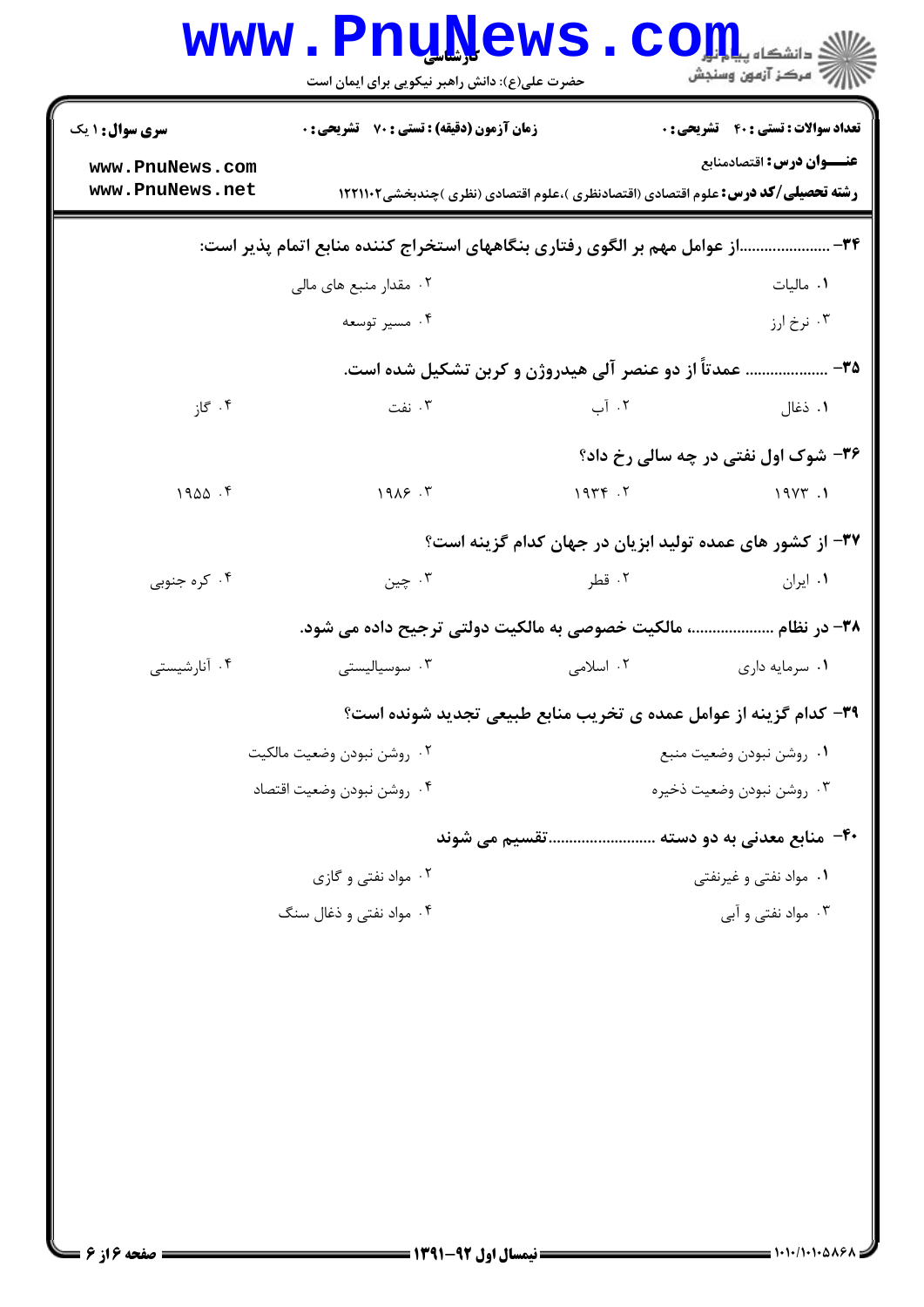۳۴- .....................از عوامل مهم بر الگوی رفتاری بنگاههای استخراج کننده منابع اتمام پذیر است:

۱. مالیات

۲. مقدار منبع های مالی

۳. نرخ ارز

۴. مسیر توسعه

۳۵- .................... عمدتاً از دو عنصر آلی هیدروژن و کربن تشکیل شده است.

۱. ذغال

۲. آب

۳. نفت

۴. گاز

۳۶- شوک اول نفتی در چه سالی رخ داد؟

۱. ۱۹۷۳

۲. ۱۹۳۴

۳. ۱۹۸۶

۴. ۱۹۵۵

۳۷- از کشور های عمده تولید ابزیان در جهان کدام گزینه است؟

۱. ایران

۲. قطر

۳. چین

۴. کره جنوبی

۳۸- در نظام ....................، مالکیت خصوصی به مالکیت دولتی ترجیح داده می شود.

۱. سرمایه داری

۲. اسلامی

۳. سوسیالیستی

۴. آنارشیستی

۳۹- کدام گزینه از عوامل عمده ی تخریب منابع طبیعی تجدید شونده است؟

۱. روشن نبودن وضعیت منبع

۲. روشن نبودن وضعیت مالکیت

۳. روشن نبودن وضعیت ذخیره

۴. روشن نبودن وضعیت اقتصاد

۴۰- منابع معدنی به دو دسته .........................تقسیم می شوند

۱. مواد نفتی و غیرنفتی

۲. مواد نفتی و گازی

۳. مواد نفتی و آبی

۴. مواد نفتی و ذغال سنگ